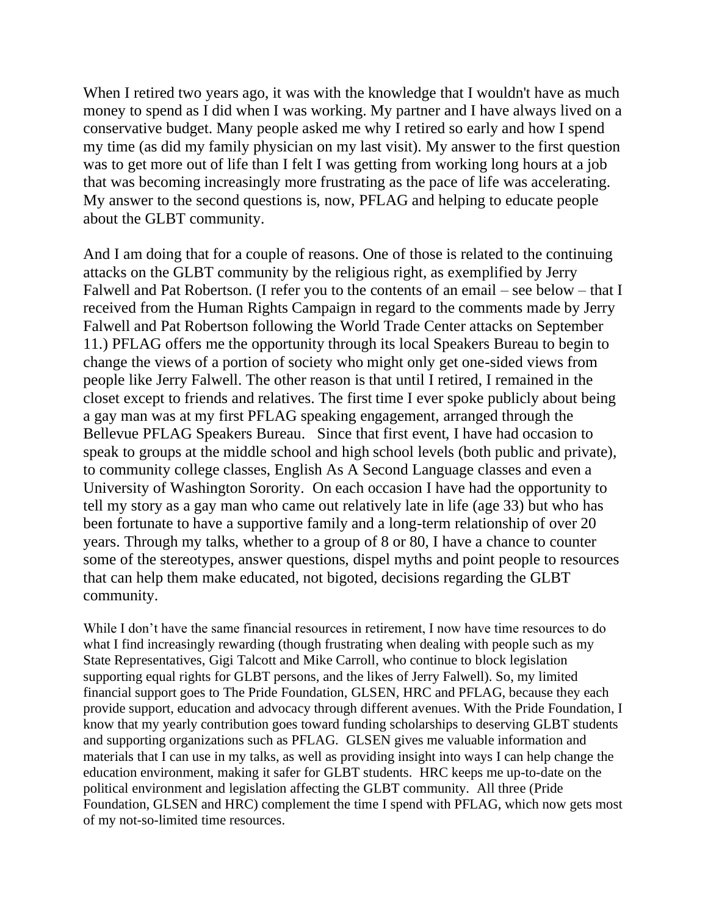When I retired two years ago, it was with the knowledge that I wouldn't have as much money to spend as I did when I was working. My partner and I have always lived on a conservative budget. Many people asked me why I retired so early and how I spend my time (as did my family physician on my last visit). My answer to the first question was to get more out of life than I felt I was getting from working long hours at a job that was becoming increasingly more frustrating as the pace of life was accelerating. My answer to the second questions is, now, PFLAG and helping to educate people about the GLBT community.

And I am doing that for a couple of reasons. One of those is related to the continuing attacks on the GLBT community by the religious right, as exemplified by Jerry Falwell and Pat Robertson. (I refer you to the contents of an email – see below – that I received from the Human Rights Campaign in regard to the comments made by Jerry Falwell and Pat Robertson following the World Trade Center attacks on September 11.) PFLAG offers me the opportunity through its local Speakers Bureau to begin to change the views of a portion of society who might only get one-sided views from people like Jerry Falwell. The other reason is that until I retired, I remained in the closet except to friends and relatives. The first time I ever spoke publicly about being a gay man was at my first PFLAG speaking engagement, arranged through the Bellevue PFLAG Speakers Bureau. Since that first event, I have had occasion to speak to groups at the middle school and high school levels (both public and private), to community college classes, English As A Second Language classes and even a University of Washington Sorority. On each occasion I have had the opportunity to tell my story as a gay man who came out relatively late in life (age 33) but who has been fortunate to have a supportive family and a long-term relationship of over 20 years. Through my talks, whether to a group of 8 or 80, I have a chance to counter some of the stereotypes, answer questions, dispel myths and point people to resources that can help them make educated, not bigoted, decisions regarding the GLBT community.

While I don't have the same financial resources in retirement, I now have time resources to do what I find increasingly rewarding (though frustrating when dealing with people such as my State Representatives, Gigi Talcott and Mike Carroll, who continue to block legislation supporting equal rights for GLBT persons, and the likes of Jerry Falwell). So, my limited financial support goes to The Pride Foundation, GLSEN, HRC and PFLAG, because they each provide support, education and advocacy through different avenues. With the Pride Foundation, I know that my yearly contribution goes toward funding scholarships to deserving GLBT students and supporting organizations such as PFLAG. GLSEN gives me valuable information and materials that I can use in my talks, as well as providing insight into ways I can help change the education environment, making it safer for GLBT students. HRC keeps me up-to-date on the political environment and legislation affecting the GLBT community. All three (Pride Foundation, GLSEN and HRC) complement the time I spend with PFLAG, which now gets most of my not-so-limited time resources.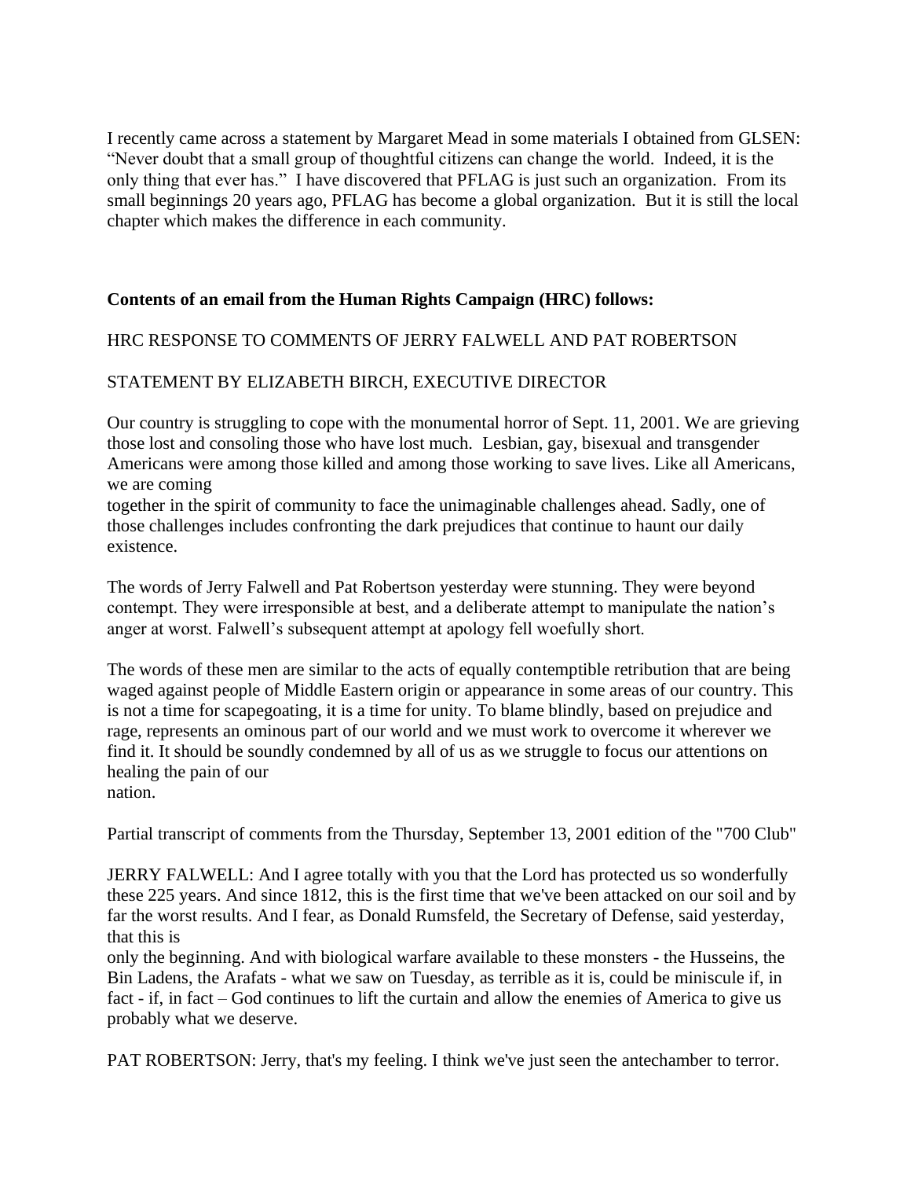I recently came across a statement by Margaret Mead in some materials I obtained from GLSEN: “Never doubt that a small group of thoughtful citizens can change the world. Indeed, it is the only thing that ever has.” I have discovered that PFLAG is just such an organization. From its small beginnings 20 years ago, PFLAG has become a global organization. But it is still the local chapter which makes the difference in each community.

**Contents of an email from the Human Rights Campaign (HRC) follows:**

HRC RESPONSE TO COMMENTS OF JERRY FALWELL AND PAT ROBERTSON

STATEMENT BY ELIZABETH BIRCH, EXECUTIVE DIRECTOR

Our country is struggling to cope with the monumental horror of Sept. 11, 2001. We are grieving those lost and consoling those who have lost much. Lesbian, gay, bisexual and transgender Americans were among those killed and among those working to save lives. Like all Americans, we are coming together in the spirit of community to face the unimaginable challenges ahead. Sadly, one of those challenges includes confronting the dark prejudices that continue to haunt our daily existence.

The words of Jerry Falwell and Pat Robertson yesterday were stunning. They were beyond contempt. They were irresponsible at best, and a deliberate attempt to manipulate the nation’s anger at worst. Falwell’s subsequent attempt at apology fell woefully short.

The words of these men are similar to the acts of equally contemptible retribution that are being waged against people of Middle Eastern origin or appearance in some areas of our country. This is not a time for scapegoating, it is a time for unity. To blame blindly, based on prejudice and rage, represents an ominous part of our world and we must work to overcome it wherever we find it. It should be soundly condemned by all of us as we struggle to focus our attentions on healing the pain of our nation.

Partial transcript of comments from the Thursday, September 13, 2001 edition of the "700 Club"

JERRY FALWELL: And I agree totally with you that the Lord has protected us so wonderfully these 225 years. And since 1812, this is the first time that we've been attacked on our soil and by far the worst results. And I fear, as Donald Rumsfeld, the Secretary of Defense, said yesterday, that this is only the beginning. And with biological warfare available to these monsters - the Husseins, the Bin Ladens, the Arafats - what we saw on Tuesday, as terrible as it is, could be miniscule if, in fact - if, in fact – God continues to lift the curtain and allow the enemies of America to give us probably what we deserve.

PAT ROBERTSON: Jerry, that's my feeling. I think we've just seen the antechamber to terror.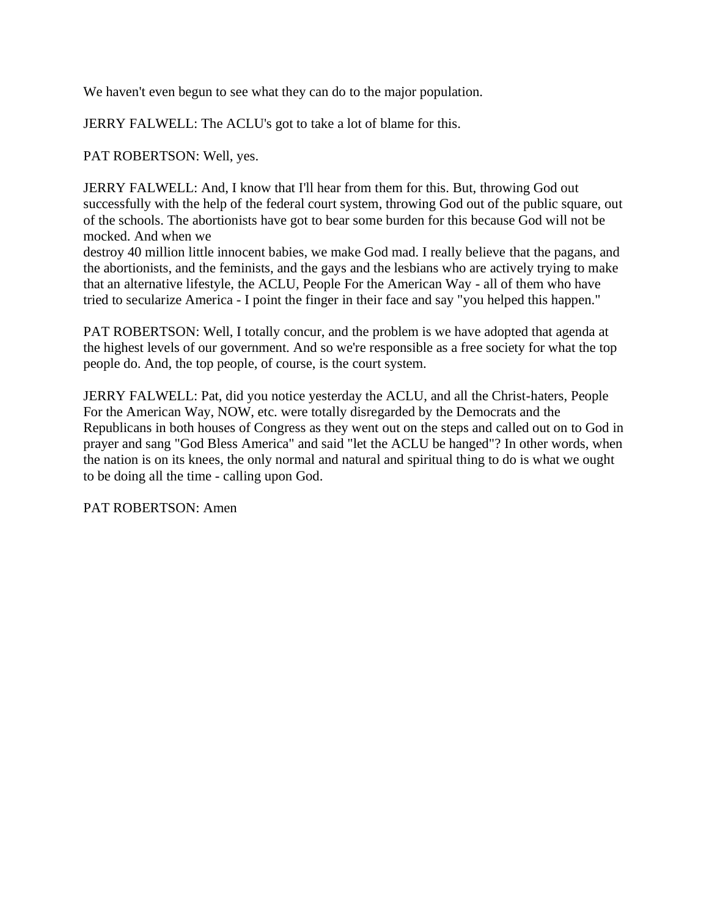We haven't even begun to see what they can do to the major population.

JERRY FALWELL: The ACLU's got to take a lot of blame for this.

PAT ROBERTSON: Well, yes.

JERRY FALWELL: And, I know that I'll hear from them for this. But, throwing God out successfully with the help of the federal court system, throwing God out of the public square, out of the schools. The abortionists have got to bear some burden for this because God will not be mocked. And when we destroy 40 million little innocent babies, we make God mad. I really believe that the pagans, and the abortionists, and the feminists, and the gays and the lesbians who are actively trying to make that an alternative lifestyle, the ACLU, People For the American Way - all of them who have tried to secularize America - I point the finger in their face and say "you helped this happen."

PAT ROBERTSON: Well, I totally concur, and the problem is we have adopted that agenda at the highest levels of our government. And so we're responsible as a free society for what the top people do. And, the top people, of course, is the court system.

JERRY FALWELL: Pat, did you notice yesterday the ACLU, and all the Christ-haters, People For the American Way, NOW, etc. were totally disregarded by the Democrats and the Republicans in both houses of Congress as they went out on the steps and called out on to God in prayer and sang "God Bless America" and said "let the ACLU be hanged"? In other words, when the nation is on its knees, the only normal and natural and spiritual thing to do is what we ought to be doing all the time - calling upon God.

PAT ROBERTSON: Amen